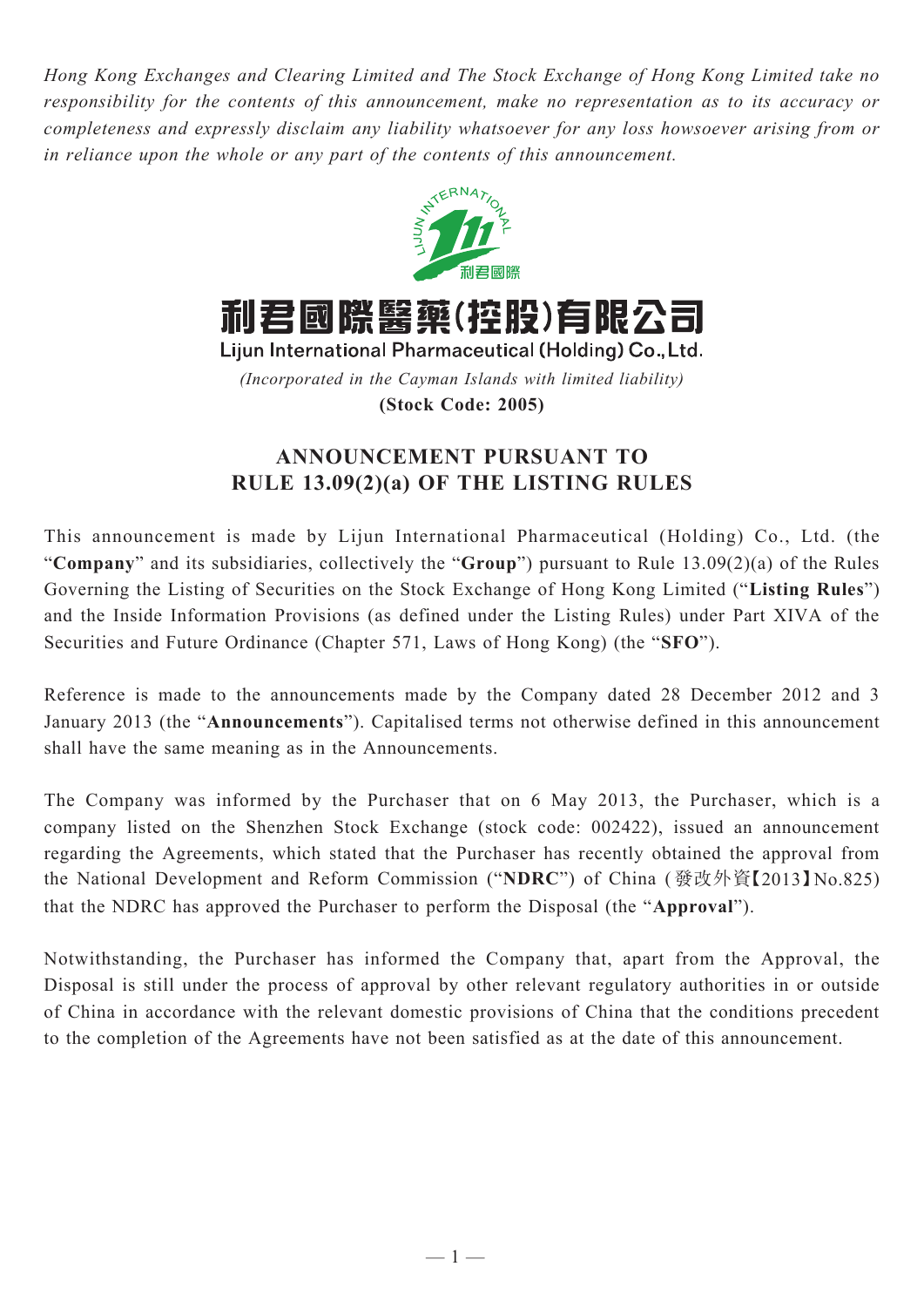*Hong Kong Exchanges and Clearing Limited and The Stock Exchange of Hong Kong Limited take no responsibility for the contents of this announcement, make no representation as to its accuracy or completeness and expressly disclaim any liability whatsoever for any loss howsoever arising from or in reliance upon the whole or any part of the contents of this announcement.*

# 利君國際醫藥(控股)有限公司

**Lijun International Pharmaceutical (Holding) Co., Ltd.**

*(Incorporated in the Cayman Islands with limited liability)*

**(Stock Code: 2005)**

## ANNOUNCEMENT PURSUANT TO RULE 13.09(2)(a) OF THE LISTING RULES

This announcement is made by Lijun International Pharmaceutical (Holding) Co., Ltd. (the "**Company**" and its subsidiaries, collectively the "**Group**") pursuant to Rule 13.09(2)(a) of the Rules Governing the Listing of Securities on the Stock Exchange of Hong Kong Limited ("**Listing Rules**") and the Inside Information Provisions (as defined under the Listing Rules) under Part XIVA of the Securities and Future Ordinance (Chapter 571, Laws of Hong Kong) (the "**SFO**").

Reference is made to the announcements made by the Company dated 28 December 2012 and 3 January 2013 (the "**Announcements**"). Capitalised terms not otherwise defined in this announcement shall have the same meaning as in the Announcements.

The Company was informed by the Purchaser that on 6 May 2013, the Purchaser, which is a company listed on the Shenzhen Stock Exchange (stock code: 002422), issued an announcement regarding the Agreements, which stated that the Purchaser has recently obtained the approval from the National Development and Reform Commission ("**NDRC**") of China (發改外資【2013】No.825) that the NDRC has approved the Purchaser to perform the Disposal (the "**Approval**").

Notwithstanding, the Purchaser has informed the Company that, apart from the Approval, the Disposal is still under the process of approval by other relevant regulatory authorities in or outside of China in accordance with the relevant domestic provisions of China that the conditions precedent to the completion of the Agreements have not been satisfied as at the date of this announcement.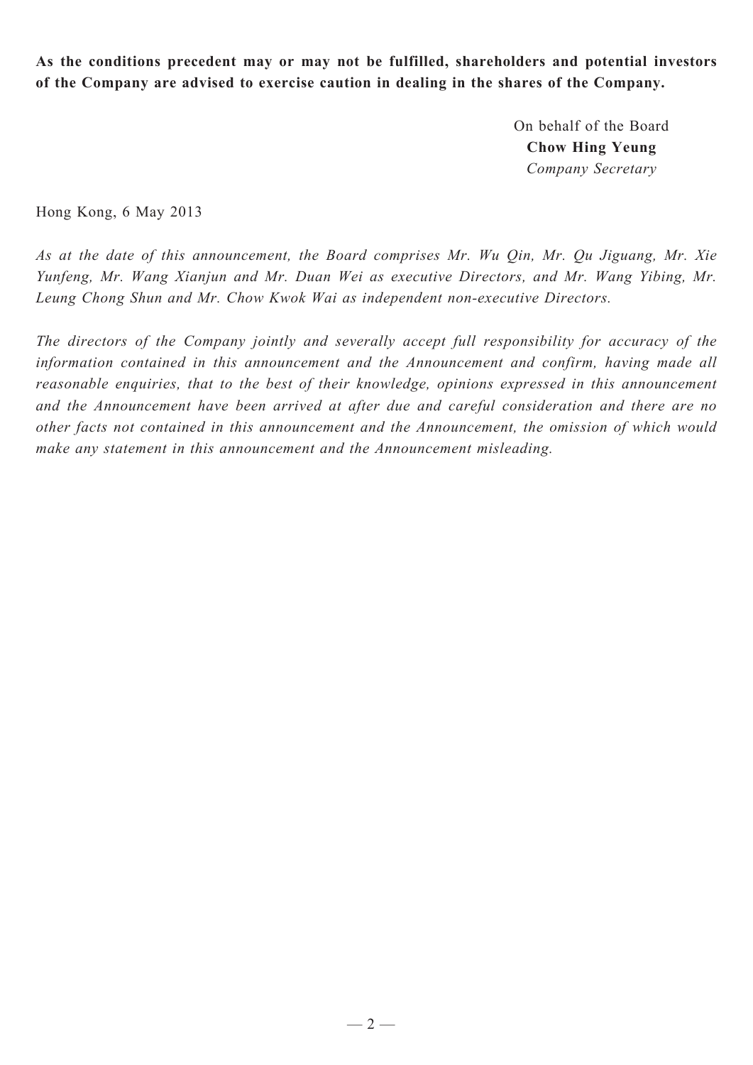**As the conditions precedent may or may not be fulfilled, shareholders and potential investors of the Company are advised to exercise caution in dealing in the shares of the Company.**

On behalf of the Board
**Chow Hing Yeung**
*Company Secretary*

Hong Kong, 6 May 2013

*As at the date of this announcement, the Board comprises Mr. Wu Qin, Mr. Qu Jiguang, Mr. Xie Yunfeng, Mr. Wang Xianjun and Mr. Duan Wei as executive Directors, and Mr. Wang Yibing, Mr. Leung Chong Shun and Mr. Chow Kwok Wai as independent non-executive Directors.*

*The directors of the Company jointly and severally accept full responsibility for accuracy of the information contained in this announcement and the Announcement and confirm, having made all reasonable enquiries, that to the best of their knowledge, opinions expressed in this announcement and the Announcement have been arrived at after due and careful consideration and there are no other facts not contained in this announcement and the Announcement, the omission of which would make any statement in this announcement and the Announcement misleading.*